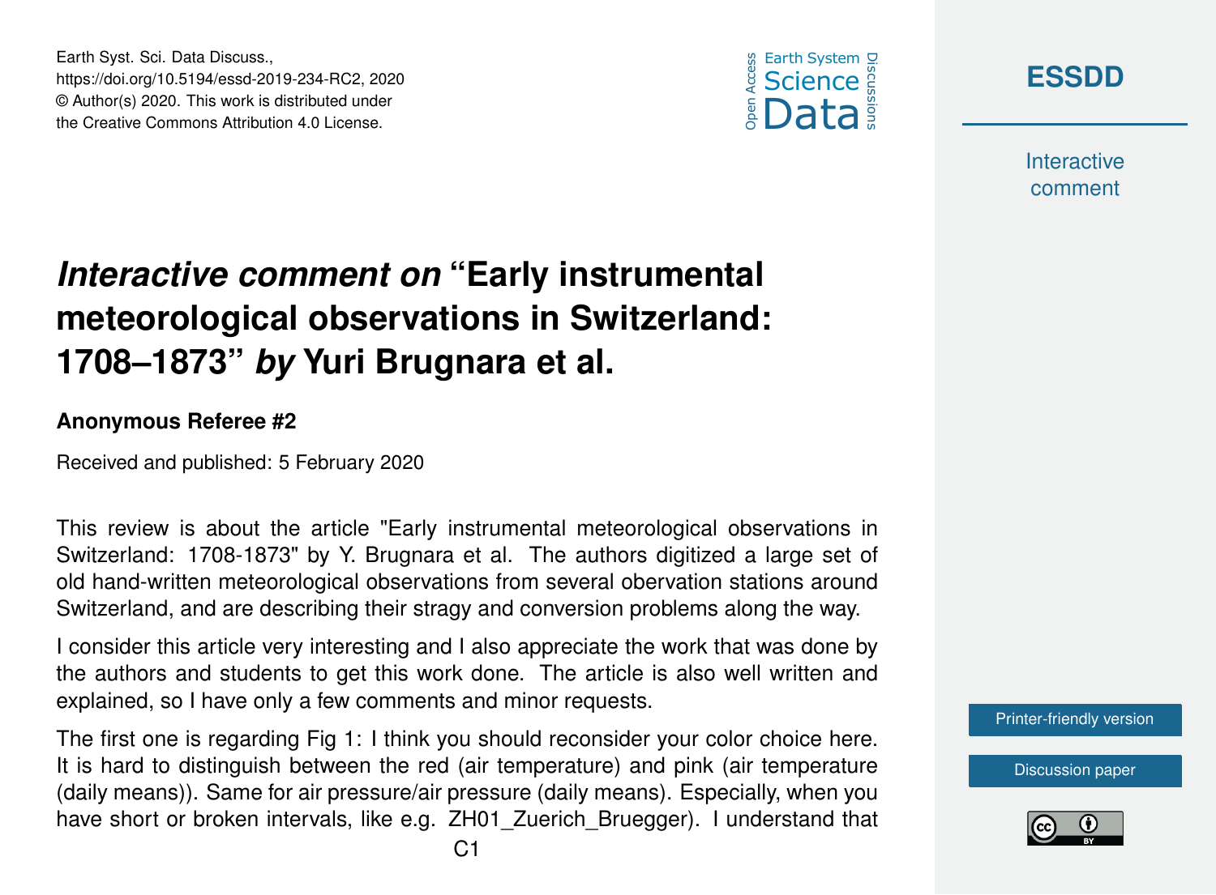# *Interactive comment on* “Early instrumental meteorological observations in Switzerland: 1708–1873” *by* Yuri Brugnara et al.

**Anonymous Referee #2**

Received and published: 5 February 2020

This review is about the article "Early instrumental meteorological observations in Switzerland: 1708-1873" by Y. Brugnara et al. The authors digitized a large set of old hand-written meteorological observations from several obervation stations around Switzerland, and are describing their stragy and conversion problems along the way.

I consider this article very interesting and I also appreciate the work that was done by the authors and students to get this work done. The article is also well written and explained, so I have only a few comments and minor requests.

The first one is regarding Fig 1: I think you should reconsider your color choice here. It is hard to distinguish between the red (air temperature) and pink (air temperature (daily means)). Same for air pressure/air pressure (daily means). Especially, when you have short or broken intervals, like e.g. ZH01_Zuerich_Bruegger). I understand that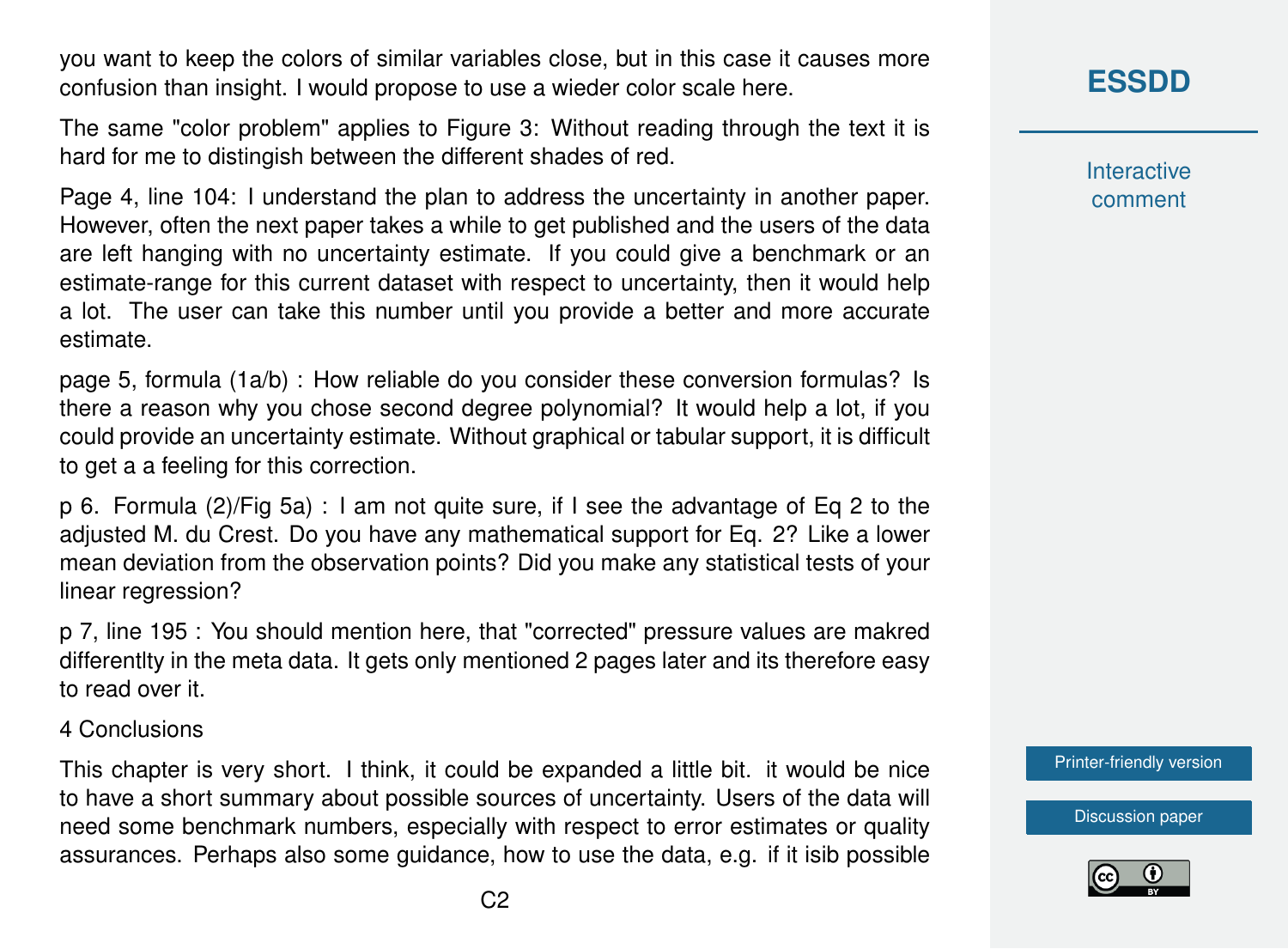you want to keep the colors of similar variables close, but in this case it causes more confusion than insight. I would propose to use a wieder color scale here.

The same "color problem" applies to Figure 3: Without reading through the text it is hard for me to distingish between the different shades of red.

Page 4, line 104: I understand the plan to address the uncertainty in another paper. However, often the next paper takes a while to get published and the users of the data are left hanging with no uncertainty estimate. If you could give a benchmark or an estimate-range for this current dataset with respect to uncertainty, then it would help a lot. The user can take this number until you provide a better and more accurate estimate.

page 5, formula (1a/b) : How reliable do you consider these conversion formulas? Is there a reason why you chose second degree polynomial? It would help a lot, if you could provide an uncertainty estimate. Without graphical or tabular support, it is difficult to get a a feeling for this correction.

p 6. Formula (2)/Fig 5a) : I am not quite sure, if I see the advantage of Eq 2 to the adjusted M. du Crest. Do you have any mathematical support for Eq. 2? Like a lower mean deviation from the observation points? Did you make any statistical tests of your linear regression?

p 7, line 195 : You should mention here, that "corrected" pressure values are makred differentlty in the meta data. It gets only mentioned 2 pages later and its therefore easy to read over it.

4 Conclusions

This chapter is very short. I think, it could be expanded a little bit. it would be nice to have a short summary about possible sources of uncertainty. Users of the data will need some benchmark numbers, especially with respect to error estimates or quality assurances. Perhaps also some guidance, how to use the data, e.g. if it isib possible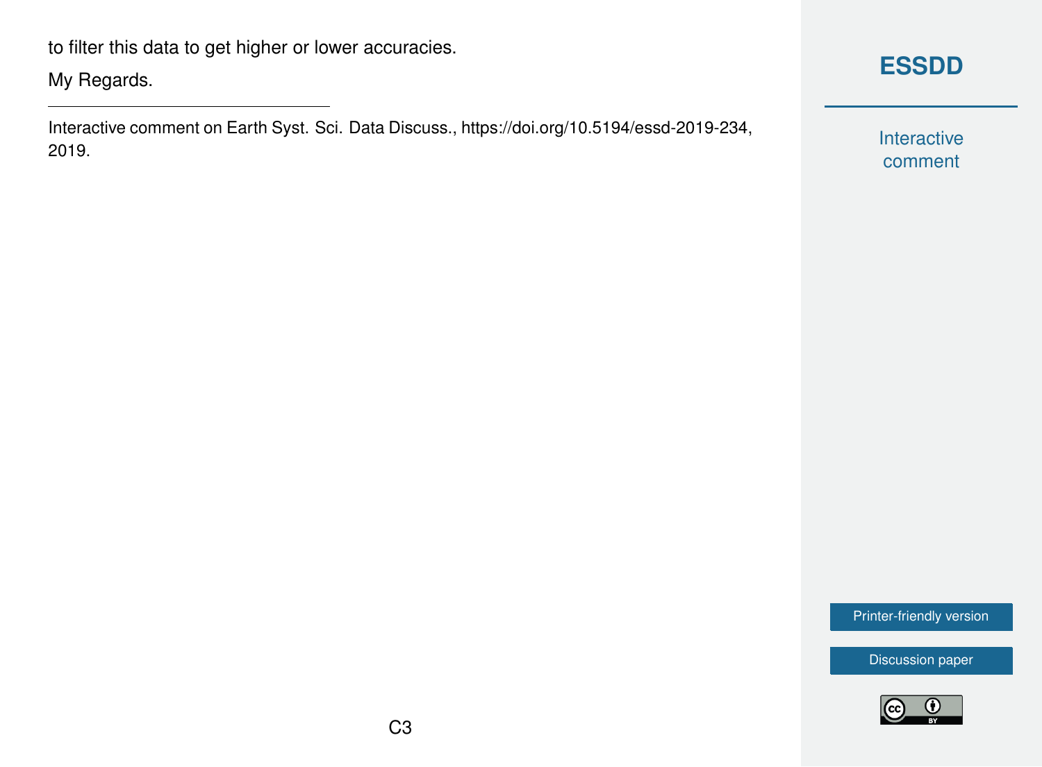to filter this data to get higher or lower accuracies.

My Regards.

---

Interactive comment on Earth Syst. Sci. Data Discuss., https://doi.org/10.5194/essd-2019-234, 2019.